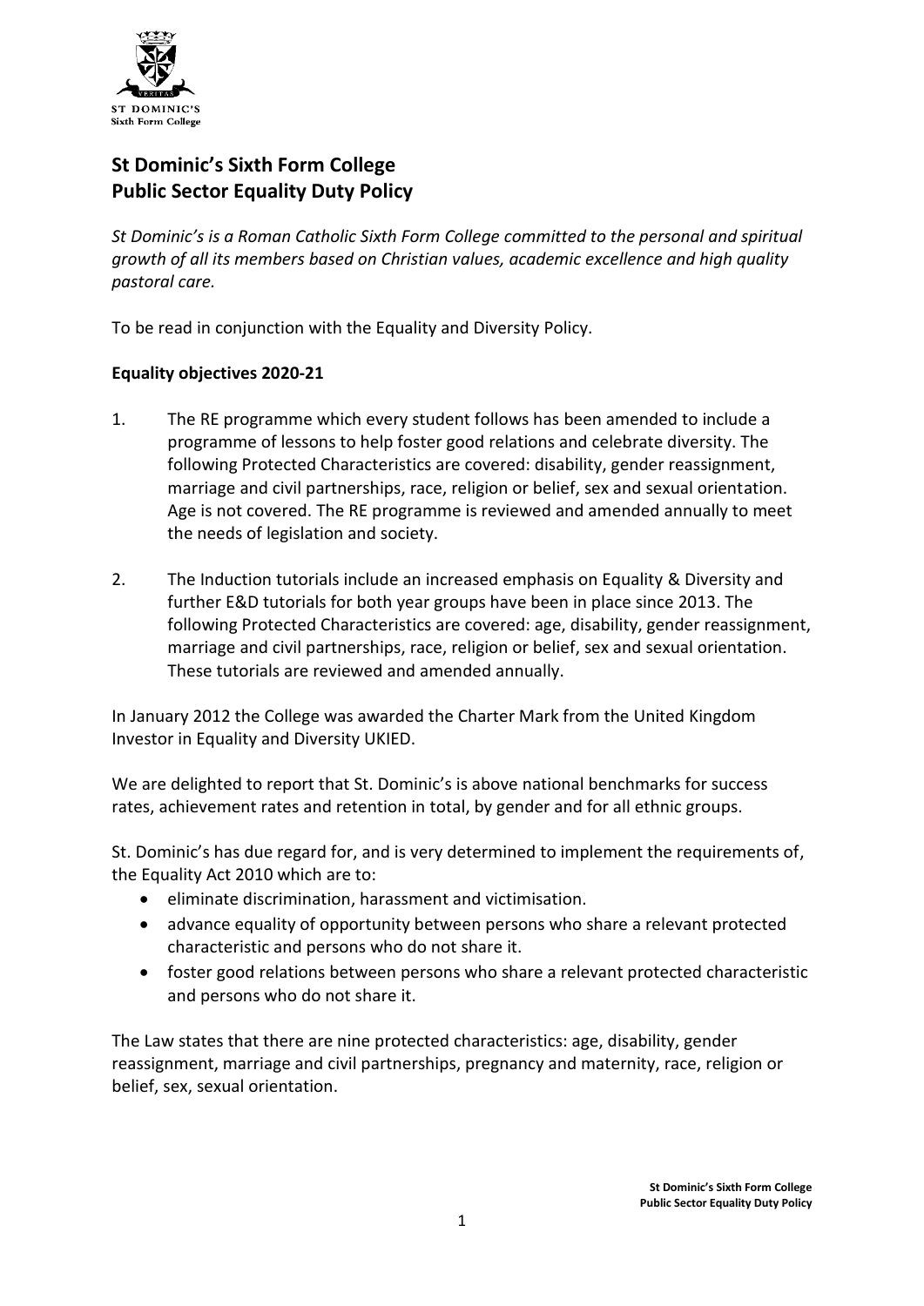# St Dominic's Sixth Form College
# Public Sector Equality Duty Policy

*St Dominic's is a Roman Catholic Sixth Form College committed to the personal and spiritual growth of all its members based on Christian values, academic excellence and high quality pastoral care.*

To be read in conjunction with the Equality and Diversity Policy.

**Equality objectives 2020-21**

1. The RE programme which every student follows has been amended to include a programme of lessons to help foster good relations and celebrate diversity. The following Protected Characteristics are covered: disability, gender reassignment, marriage and civil partnerships, race, religion or belief, sex and sexual orientation. Age is not covered. The RE programme is reviewed and amended annually to meet the needs of legislation and society.

2. The Induction tutorials include an increased emphasis on Equality & Diversity and further E&D tutorials for both year groups have been in place since 2013. The following Protected Characteristics are covered: age, disability, gender reassignment, marriage and civil partnerships, race, religion or belief, sex and sexual orientation. These tutorials are reviewed and amended annually.

In January 2012 the College was awarded the Charter Mark from the United Kingdom Investor in Equality and Diversity UKIED.

We are delighted to report that St. Dominic's is above national benchmarks for success rates, achievement rates and retention in total, by gender and for all ethnic groups.

St. Dominic's has due regard for, and is very determined to implement the requirements of, the Equality Act 2010 which are to:

- eliminate discrimination, harassment and victimisation.
- advance equality of opportunity between persons who share a relevant protected characteristic and persons who do not share it.
- foster good relations between persons who share a relevant protected characteristic and persons who do not share it.

The Law states that there are nine protected characteristics: age, disability, gender reassignment, marriage and civil partnerships, pregnancy and maternity, race, religion or belief, sex, sexual orientation.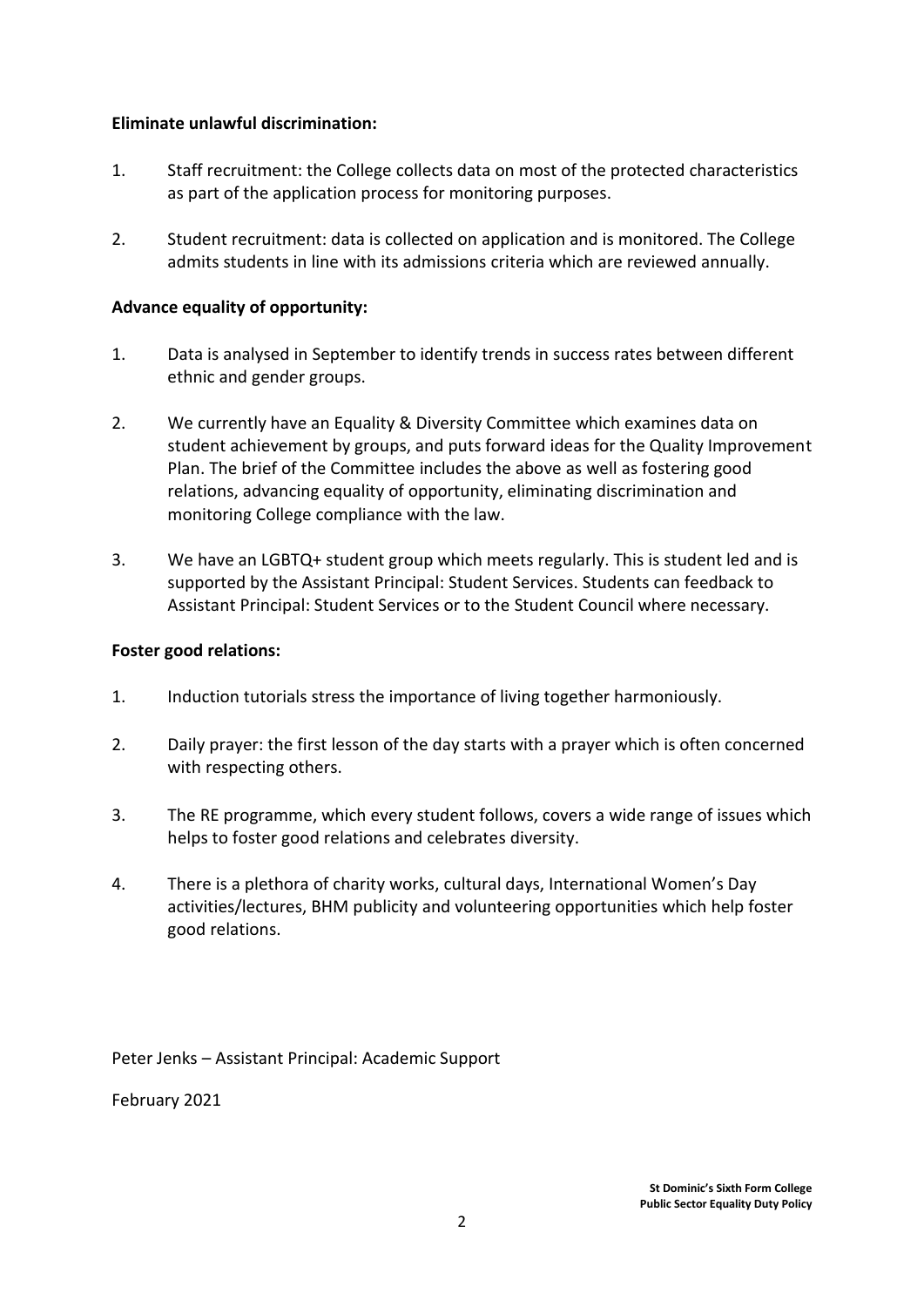**Eliminate unlawful discrimination:**

1. Staff recruitment: the College collects data on most of the protected characteristics as part of the application process for monitoring purposes.

2. Student recruitment: data is collected on application and is monitored. The College admits students in line with its admissions criteria which are reviewed annually.

**Advance equality of opportunity:**

1. Data is analysed in September to identify trends in success rates between different ethnic and gender groups.

2. We currently have an Equality & Diversity Committee which examines data on student achievement by groups, and puts forward ideas for the Quality Improvement Plan. The brief of the Committee includes the above as well as fostering good relations, advancing equality of opportunity, eliminating discrimination and monitoring College compliance with the law.

3. We have an LGBTQ+ student group which meets regularly. This is student led and is supported by the Assistant Principal: Student Services. Students can feedback to Assistant Principal: Student Services or to the Student Council where necessary.

**Foster good relations:**

1. Induction tutorials stress the importance of living together harmoniously.

2. Daily prayer: the first lesson of the day starts with a prayer which is often concerned with respecting others.

3. The RE programme, which every student follows, covers a wide range of issues which helps to foster good relations and celebrates diversity.

4. There is a plethora of charity works, cultural days, International Women's Day activities/lectures, BHM publicity and volunteering opportunities which help foster good relations.

Peter Jenks – Assistant Principal: Academic Support

February 2021